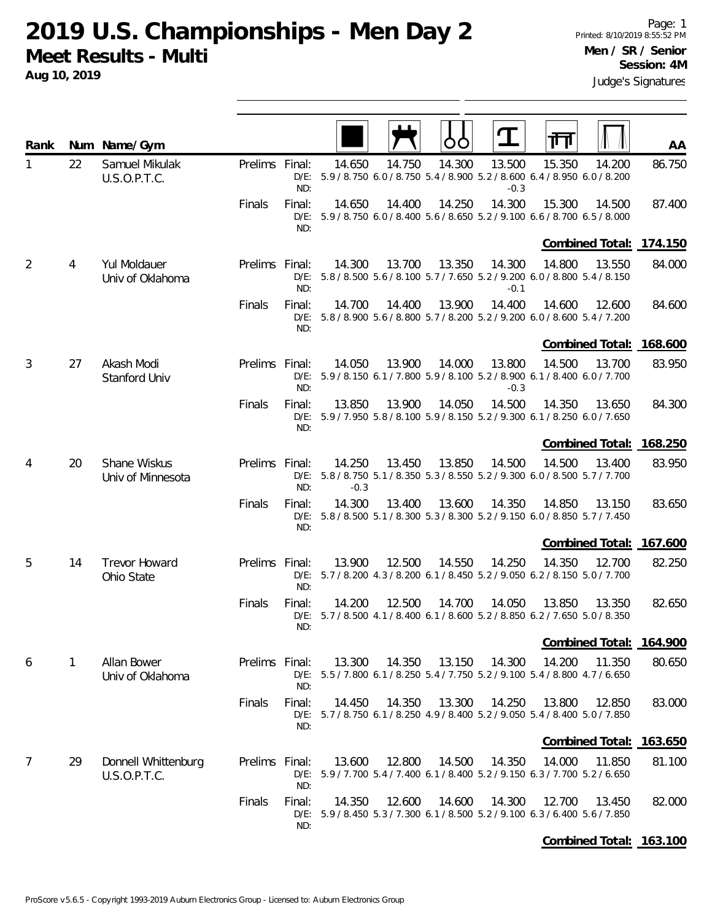# 2019 U.S. Championships - Men Day 2

## Meet Results - Multi

**Aug 10, 2019**

Page: 1
Printed: 8/10/2019 8:55:52 PM
**Men / SR / Senior**
**Session: 4M**
Judge's Signatures

| Rank | Num | Name/Gym | | | Floor | Pommel Horse | Rings | Vault | Parallel Bars | High Bar | AA |
|---|---|---|---|---|---|---|---|---|---|---|---|
| 1 | 22 | Samuel Mikulak U.S.O.P.T.C. | Prelims | Final: | 14.650 | 14.750 | 14.300 | 13.500 | 15.350 | 14.200 | 86.750 |
| | | | | D/E: | 5.9 / 8.750 | 6.0 / 8.750 | 5.4 / 8.900 | 5.2 / 8.600 | 6.4 / 8.950 | 6.0 / 8.200 | |
| | | | | ND: | | | | -0.3 | | | |
| | | | Finals | Final: | 14.650 | 14.400 | 14.250 | 14.300 | 15.300 | 14.500 | 87.400 |
| | | | | D/E: | 5.9 / 8.750 | 6.0 / 8.400 | 5.6 / 8.650 | 5.2 / 9.100 | 6.6 / 8.700 | 6.5 / 8.000 | |
| | | | | ND: | | | | | | | |
| | | | | | | | | | | **Combined Total:** | **174.150** |
| 2 | 4 | Yul Moldauer Univ of Oklahoma | Prelims | Final: | 14.300 | 13.700 | 13.350 | 14.300 | 14.800 | 13.550 | 84.000 |
| | | | | D/E: | 5.8 / 8.500 | 5.6 / 8.100 | 5.7 / 7.650 | 5.2 / 9.200 | 6.0 / 8.800 | 5.4 / 8.150 | |
| | | | | ND: | | | | -0.1 | | | |
| | | | Finals | Final: | 14.700 | 14.400 | 13.900 | 14.400 | 14.600 | 12.600 | 84.600 |
| | | | | D/E: | 5.8 / 8.900 | 5.6 / 8.800 | 5.7 / 8.200 | 5.2 / 9.200 | 6.0 / 8.600 | 5.4 / 7.200 | |
| | | | | ND: | | | | | | | |
| | | | | | | | | | | **Combined Total:** | **168.600** |
| 3 | 27 | Akash Modi Stanford Univ | Prelims | Final: | 14.050 | 13.900 | 14.000 | 13.800 | 14.500 | 13.700 | 83.950 |
| | | | | D/E: | 5.9 / 8.150 | 6.1 / 7.800 | 5.9 / 8.100 | 5.2 / 8.900 | 6.1 / 8.400 | 6.0 / 7.700 | |
| | | | | ND: | | | | -0.3 | | | |
| | | | Finals | Final: | 13.850 | 13.900 | 14.050 | 14.500 | 14.350 | 13.650 | 84.300 |
| | | | | D/E: | 5.9 / 7.950 | 5.8 / 8.100 | 5.9 / 8.150 | 5.2 / 9.300 | 6.1 / 8.250 | 6.0 / 7.650 | |
| | | | | ND: | | | | | | | |
| | | | | | | | | | | **Combined Total:** | **168.250** |
| 4 | 20 | Shane Wiskus Univ of Minnesota | Prelims | Final: | 14.250 | 13.450 | 13.850 | 14.500 | 14.500 | 13.400 | 83.950 |
| | | | | D/E: | 5.8 / 8.750 | 5.1 / 8.350 | 5.3 / 8.550 | 5.2 / 9.300 | 6.0 / 8.500 | 5.7 / 7.700 | |
| | | | | ND: | -0.3 | | | | | | |
| | | | Finals | Final: | 14.300 | 13.400 | 13.600 | 14.350 | 14.850 | 13.150 | 83.650 |
| | | | | D/E: | 5.8 / 8.500 | 5.1 / 8.300 | 5.3 / 8.300 | 5.2 / 9.150 | 6.0 / 8.850 | 5.7 / 7.450 | |
| | | | | ND: | | | | | | | |
| | | | | | | | | | | **Combined Total:** | **167.600** |
| 5 | 14 | Trevor Howard Ohio State | Prelims | Final: | 13.900 | 12.500 | 14.550 | 14.250 | 14.350 | 12.700 | 82.250 |
| | | | | D/E: | 5.7 / 8.200 | 4.3 / 8.200 | 6.1 / 8.450 | 5.2 / 9.050 | 6.2 / 8.150 | 5.0 / 7.700 | |
| | | | | ND: | | | | | | | |
| | | | Finals | Final: | 14.200 | 12.500 | 14.700 | 14.050 | 13.850 | 13.350 | 82.650 |
| | | | | D/E: | 5.7 / 8.500 | 4.1 / 8.400 | 6.1 / 8.600 | 5.2 / 8.850 | 6.2 / 7.650 | 5.0 / 8.350 | |
| | | | | ND: | | | | | | | |
| | | | | | | | | | | **Combined Total:** | **164.900** |
| 6 | 1 | Allan Bower Univ of Oklahoma | Prelims | Final: | 13.300 | 14.350 | 13.150 | 14.300 | 14.200 | 11.350 | 80.650 |
| | | | | D/E: | 5.5 / 7.800 | 6.1 / 8.250 | 5.4 / 7.750 | 5.2 / 9.100 | 5.4 / 8.800 | 4.7 / 6.650 | |
| | | | | ND: | | | | | | | |
| | | | Finals | Final: | 14.450 | 14.350 | 13.300 | 14.250 | 13.800 | 12.850 | 83.000 |
| | | | | D/E: | 5.7 / 8.750 | 6.1 / 8.250 | 4.9 / 8.400 | 5.2 / 9.050 | 5.4 / 8.400 | 5.0 / 7.850 | |
| | | | | ND: | | | | | | | |
| | | | | | | | | | | **Combined Total:** | **163.650** |
| 7 | 29 | Donnell Whittenburg U.S.O.P.T.C. | Prelims | Final: | 13.600 | 12.800 | 14.500 | 14.350 | 14.000 | 11.850 | 81.100 |
| | | | | D/E: | 5.9 / 7.700 | 5.4 / 7.400 | 6.1 / 8.400 | 5.2 / 9.150 | 6.3 / 7.700 | 5.2 / 6.650 | |
| | | | | ND: | | | | | | | |
| | | | Finals | Final: | 14.350 | 12.600 | 14.600 | 14.300 | 12.700 | 13.450 | 82.000 |
| | | | | D/E: | 5.9 / 8.450 | 5.3 / 7.300 | 6.1 / 8.500 | 5.2 / 9.100 | 6.3 / 6.400 | 5.6 / 7.850 | |
| | | | | ND: | | | | | | | |
| | | | | | | | | | | **Combined Total:** | **163.100** |

ProScore v5.6.5 - Copyright 1993-2019 Auburn Electronics Group - Licensed to: Auburn Electronics Group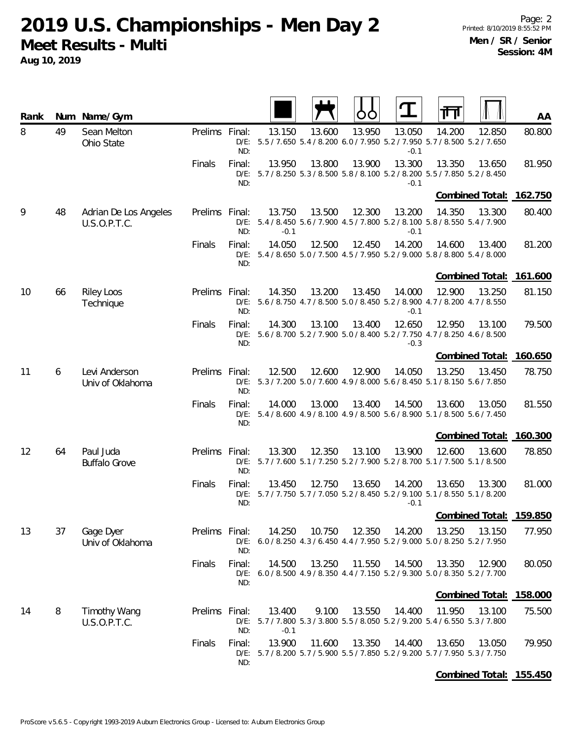# 2019 U.S. Championships - Men Day 2

**Meet Results - Multi**

**Aug 10, 2019**

**Men / SR / Senior**
**Session: 4M**

| Rank | Num | Name/Gym | | | Floor | Pommel Horse | Rings | Vault | Parallel Bars | High Bar | AA |
|---|---|---|---|---|---|---|---|---|---|---|---|
| 8 | 49 | Sean Melton<br>Ohio State | Prelims | Final: | 13.150 | 13.600 | 13.950 | 13.050 | 14.200 | 12.850 | 80.800 |
| | | | | D/E: | 5.5 / 7.650 | 5.4 / 8.200 | 6.0 / 7.950 | 5.2 / 7.950 | 5.7 / 8.500 | 5.2 / 7.650 | |
| | | | | ND: | | | | -0.1 | | | |
| | | | Finals | Final: | 13.950 | 13.800 | 13.900 | 13.300 | 13.350 | 13.650 | 81.950 |
| | | | | D/E: | 5.7 / 8.250 | 5.3 / 8.500 | 5.8 / 8.100 | 5.2 / 8.200 | 5.5 / 7.850 | 5.2 / 8.450 | |
| | | | | ND: | | | | -0.1 | | | |
| | | | | | | | | | | **Combined Total:** | **162.750** |
| 9 | 48 | Adrian De Los Angeles<br>U.S.O.P.T.C. | Prelims | Final: | 13.750 | 13.500 | 12.300 | 13.200 | 14.350 | 13.300 | 80.400 |
| | | | | D/E: | 5.4 / 8.450 | 5.6 / 7.900 | 4.5 / 7.800 | 5.2 / 8.100 | 5.8 / 8.550 | 5.4 / 7.900 | |
| | | | | ND: | -0.1 | | | -0.1 | | | |
| | | | Finals | Final: | 14.050 | 12.500 | 12.450 | 14.200 | 14.600 | 13.400 | 81.200 |
| | | | | D/E: | 5.4 / 8.650 | 5.0 / 7.500 | 4.5 / 7.950 | 5.2 / 9.000 | 5.8 / 8.800 | 5.4 / 8.000 | |
| | | | | ND: | | | | | | | |
| | | | | | | | | | | **Combined Total:** | **161.600** |
| 10 | 66 | Riley Loos<br>Technique | Prelims | Final: | 14.350 | 13.200 | 13.450 | 14.000 | 12.900 | 13.250 | 81.150 |
| | | | | D/E: | 5.6 / 8.750 | 4.7 / 8.500 | 5.0 / 8.450 | 5.2 / 8.900 | 4.7 / 8.200 | 4.7 / 8.550 | |
| | | | | ND: | | | | -0.1 | | | |
| | | | Finals | Final: | 14.300 | 13.100 | 13.400 | 12.650 | 12.950 | 13.100 | 79.500 |
| | | | | D/E: | 5.6 / 8.700 | 5.2 / 7.900 | 5.0 / 8.400 | 5.2 / 7.750 | 4.7 / 8.250 | 4.6 / 8.500 | |
| | | | | ND: | | | | -0.3 | | | |
| | | | | | | | | | | **Combined Total:** | **160.650** |
| 11 | 6 | Levi Anderson<br>Univ of Oklahoma | Prelims | Final: | 12.500 | 12.600 | 12.900 | 14.050 | 13.250 | 13.450 | 78.750 |
| | | | | D/E: | 5.3 / 7.200 | 5.0 / 7.600 | 4.9 / 8.000 | 5.6 / 8.450 | 5.1 / 8.150 | 5.6 / 7.850 | |
| | | | | ND: | | | | | | | |
| | | | Finals | Final: | 14.000 | 13.000 | 13.400 | 14.500 | 13.600 | 13.050 | 81.550 |
| | | | | D/E: | 5.4 / 8.600 | 4.9 / 8.100 | 4.9 / 8.500 | 5.6 / 8.900 | 5.1 / 8.500 | 5.6 / 7.450 | |
| | | | | ND: | | | | | | | |
| | | | | | | | | | | **Combined Total:** | **160.300** |
| 12 | 64 | Paul Juda<br>Buffalo Grove | Prelims | Final: | 13.300 | 12.350 | 13.100 | 13.900 | 12.600 | 13.600 | 78.850 |
| | | | | D/E: | 5.7 / 7.600 | 5.1 / 7.250 | 5.2 / 7.900 | 5.2 / 8.700 | 5.1 / 7.500 | 5.1 / 8.500 | |
| | | | | ND: | | | | | | | |
| | | | Finals | Final: | 13.450 | 12.750 | 13.650 | 14.200 | 13.650 | 13.300 | 81.000 |
| | | | | D/E: | 5.7 / 7.750 | 5.7 / 7.050 | 5.2 / 8.450 | 5.2 / 9.100 | 5.1 / 8.550 | 5.1 / 8.200 | |
| | | | | ND: | | | | -0.1 | | | |
| | | | | | | | | | | **Combined Total:** | **159.850** |
| 13 | 37 | Gage Dyer<br>Univ of Oklahoma | Prelims | Final: | 14.250 | 10.750 | 12.350 | 14.200 | 13.250 | 13.150 | 77.950 |
| | | | | D/E: | 6.0 / 8.250 | 4.3 / 6.450 | 4.4 / 7.950 | 5.2 / 9.000 | 5.0 / 8.250 | 5.2 / 7.950 | |
| | | | | ND: | | | | | | | |
| | | | Finals | Final: | 14.500 | 13.250 | 11.550 | 14.500 | 13.350 | 12.900 | 80.050 |
| | | | | D/E: | 6.0 / 8.500 | 4.9 / 8.350 | 4.4 / 7.150 | 5.2 / 9.300 | 5.0 / 8.350 | 5.2 / 7.700 | |
| | | | | ND: | | | | | | | |
| | | | | | | | | | | **Combined Total:** | **158.000** |
| 14 | 8 | Timothy Wang<br>U.S.O.P.T.C. | Prelims | Final: | 13.400 | 9.100 | 13.550 | 14.400 | 11.950 | 13.100 | 75.500 |
| | | | | D/E: | 5.7 / 7.800 | 5.3 / 3.800 | 5.5 / 8.050 | 5.2 / 9.200 | 5.4 / 6.550 | 5.3 / 7.800 | |
| | | | | ND: | -0.1 | | | | | | |
| | | | Finals | Final: | 13.900 | 11.600 | 13.350 | 14.400 | 13.650 | 13.050 | 79.950 |
| | | | | D/E: | 5.7 / 8.200 | 5.7 / 5.900 | 5.5 / 7.850 | 5.2 / 9.200 | 5.7 / 7.950 | 5.3 / 7.750 | |
| | | | | ND: | | | | | | | |
| | | | | | | | | | | **Combined Total:** | **155.450** |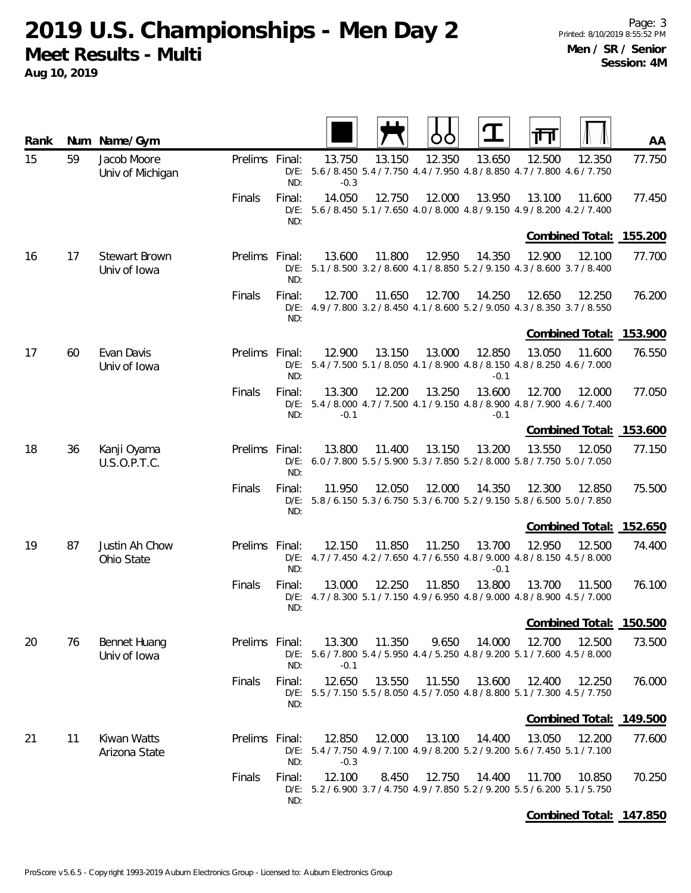# 2019 U.S. Championships - Men Day 2

## Meet Results - Multi

**Aug 10, 2019**

Printed: 8/10/2019 8:55:52 PM

**Men / SR / Senior**
**Session: 4M**

| Rank | Num | Name/Gym | | | Floor | Pommel Horse | Rings | Vault | Parallel Bars | High Bar | AA |
|---|---|---|---|---|---|---|---|---|---|---|---|
| 15 | 59 | Jacob Moore<br>Univ of Michigan | Prelims | Final: | 13.750 | 13.150 | 12.350 | 13.650 | 12.500 | 12.350 | 77.750 |
| | | | | D/E: | 5.6 / 8.450 | 5.4 / 7.750 | 4.4 / 7.950 | 4.8 / 8.850 | 4.7 / 7.800 | 4.6 / 7.750 | |
| | | | | ND: | -0.3 | | | | | | |
| | | | Finals | Final: | 14.050 | 12.750 | 12.000 | 13.950 | 13.100 | 11.600 | 77.450 |
| | | | | D/E: | 5.6 / 8.450 | 5.1 / 7.650 | 4.0 / 8.000 | 4.8 / 9.150 | 4.9 / 8.200 | 4.2 / 7.400 | |
| | | | | ND: | | | | | | | |
| | | | | | | | | | | **Combined Total:** | **155.200** |
| 16 | 17 | Stewart Brown<br>Univ of Iowa | Prelims | Final: | 13.600 | 11.800 | 12.950 | 14.350 | 12.900 | 12.100 | 77.700 |
| | | | | D/E: | 5.1 / 8.500 | 3.2 / 8.600 | 4.1 / 8.850 | 5.2 / 9.150 | 4.3 / 8.600 | 3.7 / 8.400 | |
| | | | | ND: | | | | | | | |
| | | | Finals | Final: | 12.700 | 11.650 | 12.700 | 14.250 | 12.650 | 12.250 | 76.200 |
| | | | | D/E: | 4.9 / 7.800 | 3.2 / 8.450 | 4.1 / 8.600 | 5.2 / 9.050 | 4.3 / 8.350 | 3.7 / 8.550 | |
| | | | | ND: | | | | | | | |
| | | | | | | | | | | **Combined Total:** | **153.900** |
| 17 | 60 | Evan Davis<br>Univ of Iowa | Prelims | Final: | 12.900 | 13.150 | 13.000 | 12.850 | 13.050 | 11.600 | 76.550 |
| | | | | D/E: | 5.4 / 7.500 | 5.1 / 8.050 | 4.1 / 8.900 | 4.8 / 8.150 | 4.8 / 8.250 | 4.6 / 7.000 | |
| | | | | ND: | | | | -0.1 | | | |
| | | | Finals | Final: | 13.300 | 12.200 | 13.250 | 13.600 | 12.700 | 12.000 | 77.050 |
| | | | | D/E: | 5.4 / 8.000 | 4.7 / 7.500 | 4.1 / 9.150 | 4.8 / 8.900 | 4.8 / 7.900 | 4.6 / 7.400 | |
| | | | | ND: | -0.1 | | | -0.1 | | | |
| | | | | | | | | | | **Combined Total:** | **153.600** |
| 18 | 36 | Kanji Oyama<br>U.S.O.P.T.C. | Prelims | Final: | 13.800 | 11.400 | 13.150 | 13.200 | 13.550 | 12.050 | 77.150 |
| | | | | D/E: | 6.0 / 7.800 | 5.5 / 5.900 | 5.3 / 7.850 | 5.2 / 8.000 | 5.8 / 7.750 | 5.0 / 7.050 | |
| | | | | ND: | | | | | | | |
| | | | Finals | Final: | 11.950 | 12.050 | 12.000 | 14.350 | 12.300 | 12.850 | 75.500 |
| | | | | D/E: | 5.8 / 6.150 | 5.3 / 6.750 | 5.3 / 6.700 | 5.2 / 9.150 | 5.8 / 6.500 | 5.0 / 7.850 | |
| | | | | ND: | | | | | | | |
| | | | | | | | | | | **Combined Total:** | **152.650** |
| 19 | 87 | Justin Ah Chow<br>Ohio State | Prelims | Final: | 12.150 | 11.850 | 11.250 | 13.700 | 12.950 | 12.500 | 74.400 |
| | | | | D/E: | 4.7 / 7.450 | 4.2 / 7.650 | 4.7 / 6.550 | 4.8 / 9.000 | 4.8 / 8.150 | 4.5 / 8.000 | |
| | | | | ND: | | | | -0.1 | | | |
| | | | Finals | Final: | 13.000 | 12.250 | 11.850 | 13.800 | 13.700 | 11.500 | 76.100 |
| | | | | D/E: | 4.7 / 8.300 | 5.1 / 7.150 | 4.9 / 6.950 | 4.8 / 9.000 | 4.8 / 8.900 | 4.5 / 7.000 | |
| | | | | ND: | | | | | | | |
| | | | | | | | | | | **Combined Total:** | **150.500** |
| 20 | 76 | Bennet Huang<br>Univ of Iowa | Prelims | Final: | 13.300 | 11.350 | 9.650 | 14.000 | 12.700 | 12.500 | 73.500 |
| | | | | D/E: | 5.6 / 7.800 | 5.4 / 5.950 | 4.4 / 5.250 | 4.8 / 9.200 | 5.1 / 7.600 | 4.5 / 8.000 | |
| | | | | ND: | -0.1 | | | | | | |
| | | | Finals | Final: | 12.650 | 13.550 | 11.550 | 13.600 | 12.400 | 12.250 | 76.000 |
| | | | | D/E: | 5.5 / 7.150 | 5.5 / 8.050 | 4.5 / 7.050 | 4.8 / 8.800 | 5.1 / 7.300 | 4.5 / 7.750 | |
| | | | | ND: | | | | | | | |
| | | | | | | | | | | **Combined Total:** | **149.500** |
| 21 | 11 | Kiwan Watts<br>Arizona State | Prelims | Final: | 12.850 | 12.000 | 13.100 | 14.400 | 13.050 | 12.200 | 77.600 |
| | | | | D/E: | 5.4 / 7.750 | 4.9 / 7.100 | 4.9 / 8.200 | 5.2 / 9.200 | 5.6 / 7.450 | 5.1 / 7.100 | |
| | | | | ND: | -0.3 | | | | | | |
| | | | Finals | Final: | 12.100 | 8.450 | 12.750 | 14.400 | 11.700 | 10.850 | 70.250 |
| | | | | D/E: | 5.2 / 6.900 | 3.7 / 4.750 | 4.9 / 7.850 | 5.2 / 9.200 | 5.5 / 6.200 | 5.1 / 5.750 | |
| | | | | ND: | | | | | | | |
| | | | | | | | | | | **Combined Total:** | **147.850** |

ProScore v5.6.5 - Copyright 1993-2019 Auburn Electronics Group - Licensed to: Auburn Electronics Group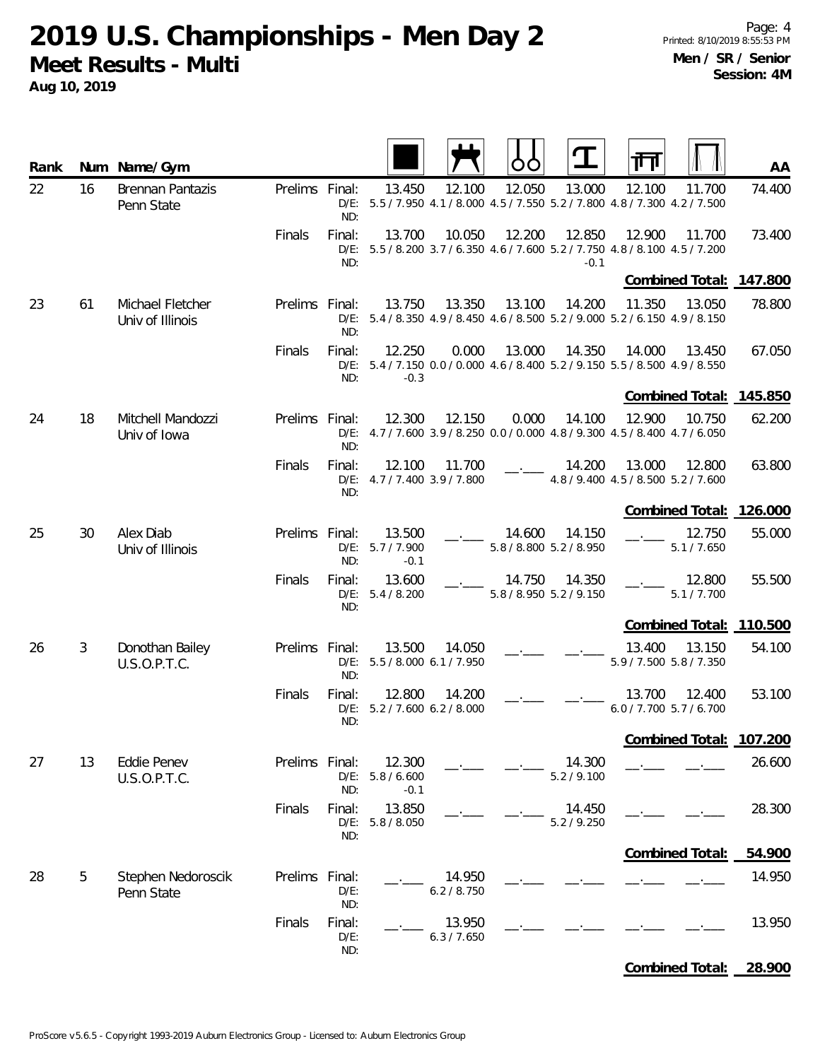# 2019 U.S. Championships - Men Day 2

**Meet Results - Multi**

**Aug 10, 2019**

**Men / SR / Senior**
**Session: 4M**

| Rank | Num | Name/Gym | | | Floor | Pommel Horse | Rings | Vault | Parallel Bars | High Bar | AA |
|---|---|---|---|---|---|---|---|---|---|---|---|
| 22 | 16 | Brennan Pantazis, Penn State | Prelims | Final: | 13.450 | 12.100 | 12.050 | 13.000 | 12.100 | 11.700 | 74.400 |
| | | | | D/E: | 5.5 / 7.950 | 4.1 / 8.000 | 4.5 / 7.550 | 5.2 / 7.800 | 4.8 / 7.300 | 4.2 / 7.500 | |
| | | | | ND: | | | | | | | |
| | | | Finals | Final: | 13.700 | 10.050 | 12.200 | 12.850 | 12.900 | 11.700 | 73.400 |
| | | | | D/E: | 5.5 / 8.200 | 3.7 / 6.350 | 4.6 / 7.600 | 5.2 / 7.750 | 4.8 / 8.100 | 4.5 / 7.200 | |
| | | | | ND: | | | | -0.1 | | | |
| | | | | | | | | | | Combined Total: | 147.800 |
| 23 | 61 | Michael Fletcher, Univ of Illinois | Prelims | Final: | 13.750 | 13.350 | 13.100 | 14.200 | 11.350 | 13.050 | 78.800 |
| | | | | D/E: | 5.4 / 8.350 | 4.9 / 8.450 | 4.6 / 8.500 | 5.2 / 9.000 | 5.2 / 6.150 | 4.9 / 8.150 | |
| | | | | ND: | | | | | | | |
| | | | Finals | Final: | 12.250 | 0.000 | 13.000 | 14.350 | 14.000 | 13.450 | 67.050 |
| | | | | D/E: | 5.4 / 7.150 | 0.0 / 0.000 | 4.6 / 8.400 | 5.2 / 9.150 | 5.5 / 8.500 | 4.9 / 8.550 | |
| | | | | ND: | -0.3 | | | | | | |
| | | | | | | | | | | Combined Total: | 145.850 |
| 24 | 18 | Mitchell Mandozzi, Univ of Iowa | Prelims | Final: | 12.300 | 12.150 | 0.000 | 14.100 | 12.900 | 10.750 | 62.200 |
| | | | | D/E: | 4.7 / 7.600 | 3.9 / 8.250 | 0.0 / 0.000 | 4.8 / 9.300 | 4.5 / 8.400 | 4.7 / 6.050 | |
| | | | | ND: | | | | | | | |
| | | | Finals | Final: | 12.100 | 11.700 | __.___ | 14.200 | 13.000 | 12.800 | 63.800 |
| | | | | D/E: | 4.7 / 7.400 | 3.9 / 7.800 | | 4.8 / 9.400 | 4.5 / 8.500 | 5.2 / 7.600 | |
| | | | | ND: | | | | | | | |
| | | | | | | | | | | Combined Total: | 126.000 |
| 25 | 30 | Alex Diab, Univ of Illinois | Prelims | Final: | 13.500 | __.___ | 14.600 | 14.150 | __.___ | 12.750 | 55.000 |
| | | | | D/E: | 5.7 / 7.900 | | 5.8 / 8.800 | 5.2 / 8.950 | | 5.1 / 7.650 | |
| | | | | ND: | -0.1 | | | | | | |
| | | | Finals | Final: | 13.600 | __.___ | 14.750 | 14.350 | __.___ | 12.800 | 55.500 |
| | | | | D/E: | 5.4 / 8.200 | | 5.8 / 8.950 | 5.2 / 9.150 | | 5.1 / 7.700 | |
| | | | | ND: | | | | | | | |
| | | | | | | | | | | Combined Total: | 110.500 |
| 26 | 3 | Donothan Bailey, U.S.O.P.T.C. | Prelims | Final: | 13.500 | 14.050 | __.___ | __.___ | 13.400 | 13.150 | 54.100 |
| | | | | D/E: | 5.5 / 8.000 | 6.1 / 7.950 | | | 5.9 / 7.500 | 5.8 / 7.350 | |
| | | | | ND: | | | | | | | |
| | | | Finals | Final: | 12.800 | 14.200 | __.___ | __.___ | 13.700 | 12.400 | 53.100 |
| | | | | D/E: | 5.2 / 7.600 | 6.2 / 8.000 | | | 6.0 / 7.700 | 5.7 / 6.700 | |
| | | | | ND: | | | | | | | |
| | | | | | | | | | | Combined Total: | 107.200 |
| 27 | 13 | Eddie Penev, U.S.O.P.T.C. | Prelims | Final: | 12.300 | __.___ | __.___ | 14.300 | __.___ | __.___ | 26.600 |
| | | | | D/E: | 5.8 / 6.600 | | | 5.2 / 9.100 | | | |
| | | | | ND: | -0.1 | | | | | | |
| | | | Finals | Final: | 13.850 | __.___ | __.___ | 14.450 | __.___ | __.___ | 28.300 |
| | | | | D/E: | 5.8 / 8.050 | | | 5.2 / 9.250 | | | |
| | | | | ND: | | | | | | | |
| | | | | | | | | | | Combined Total: | 54.900 |
| 28 | 5 | Stephen Nedoroscik, Penn State | Prelims | Final: | __.___ | 14.950 | __.___ | __.___ | __.___ | __.___ | 14.950 |
| | | | | D/E: | | 6.2 / 8.750 | | | | | |
| | | | | ND: | | | | | | | |
| | | | Finals | Final: | __.___ | 13.950 | __.___ | __.___ | __.___ | __.___ | 13.950 |
| | | | | D/E: | | 6.3 / 7.650 | | | | | |
| | | | | ND: | | | | | | | |
| | | | | | | | | | | Combined Total: | 28.900 |

ProScore v5.6.5 - Copyright 1993-2019 Auburn Electronics Group - Licensed to: Auburn Electronics Group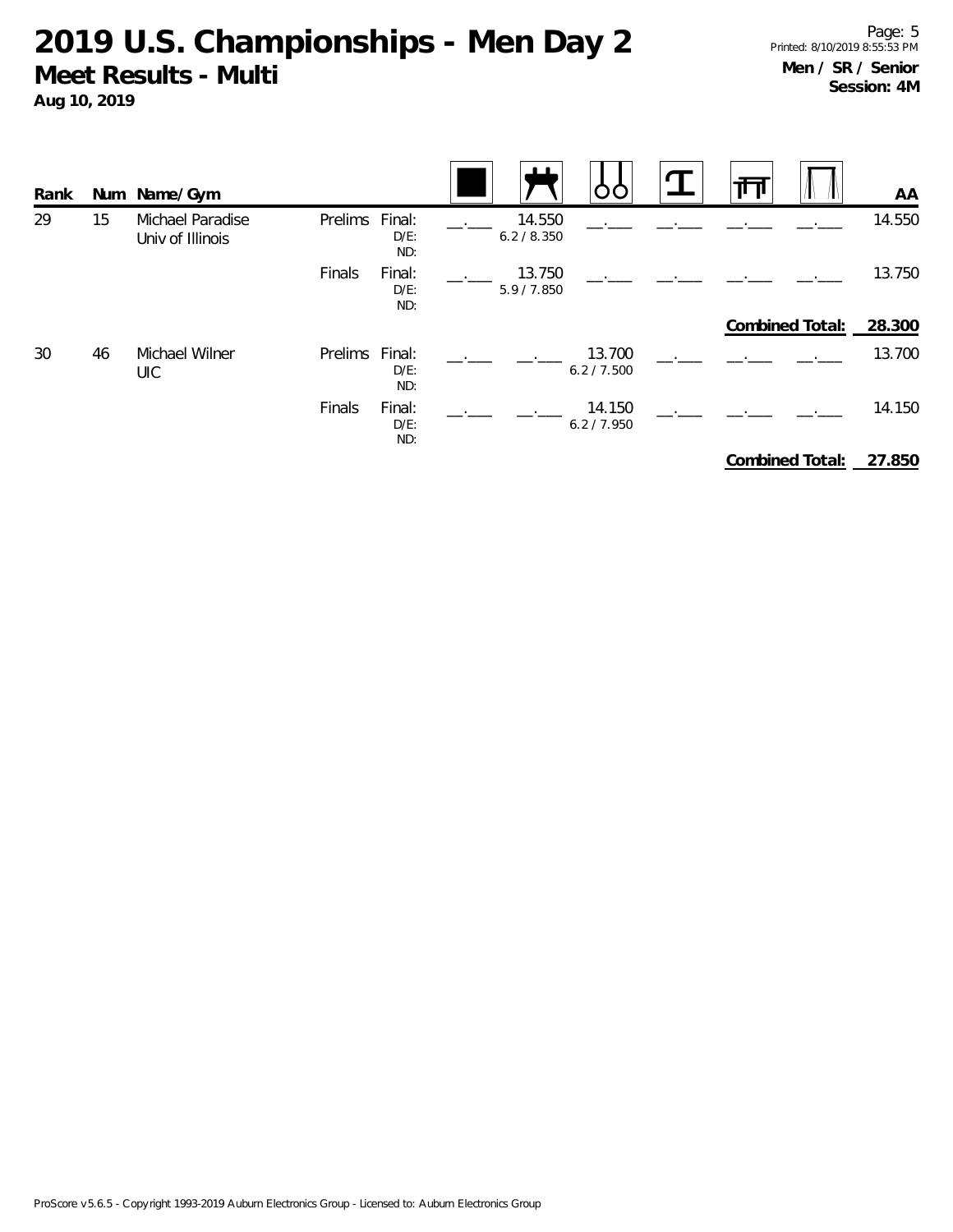# 2019 U.S. Championships - Men Day 2

## Meet Results - Multi

**Aug 10, 2019**

**Men / SR / Senior**
**Session: 4M**

| Rank | Num | Name/Gym | | | Floor | Pommel Horse | Rings | Vault | Parallel Bars | High Bar | AA |
|---|---|---|---|---|---|---|---|---|---|---|---|
| 29 | 15 | Michael Paradise<br>Univ of Illinois | Prelims | Final:<br>D/E:<br>ND: | __.___ | 14.550<br>6.2 / 8.350 | __.___ | __.___ | __.___ | __.___ | 14.550 |
| | | | Finals | Final:<br>D/E:<br>ND: | __.___ | 13.750<br>5.9 / 7.850 | __.___ | __.___ | __.___ | __.___ | 13.750 |
| | | | | | | | | | | **Combined Total:** | **28.300** |
| 30 | 46 | Michael Wilner<br>UIC | Prelims | Final:<br>D/E:<br>ND: | __.___ | __.___ | 13.700<br>6.2 / 7.500 | __.___ | __.___ | __.___ | 13.700 |
| | | | Finals | Final:<br>D/E:<br>ND: | __.___ | __.___ | 14.150<br>6.2 / 7.950 | __.___ | __.___ | __.___ | 14.150 |
| | | | | | | | | | | **Combined Total:** | **27.850** |

ProScore v5.6.5 - Copyright 1993-2019 Auburn Electronics Group - Licensed to: Auburn Electronics Group